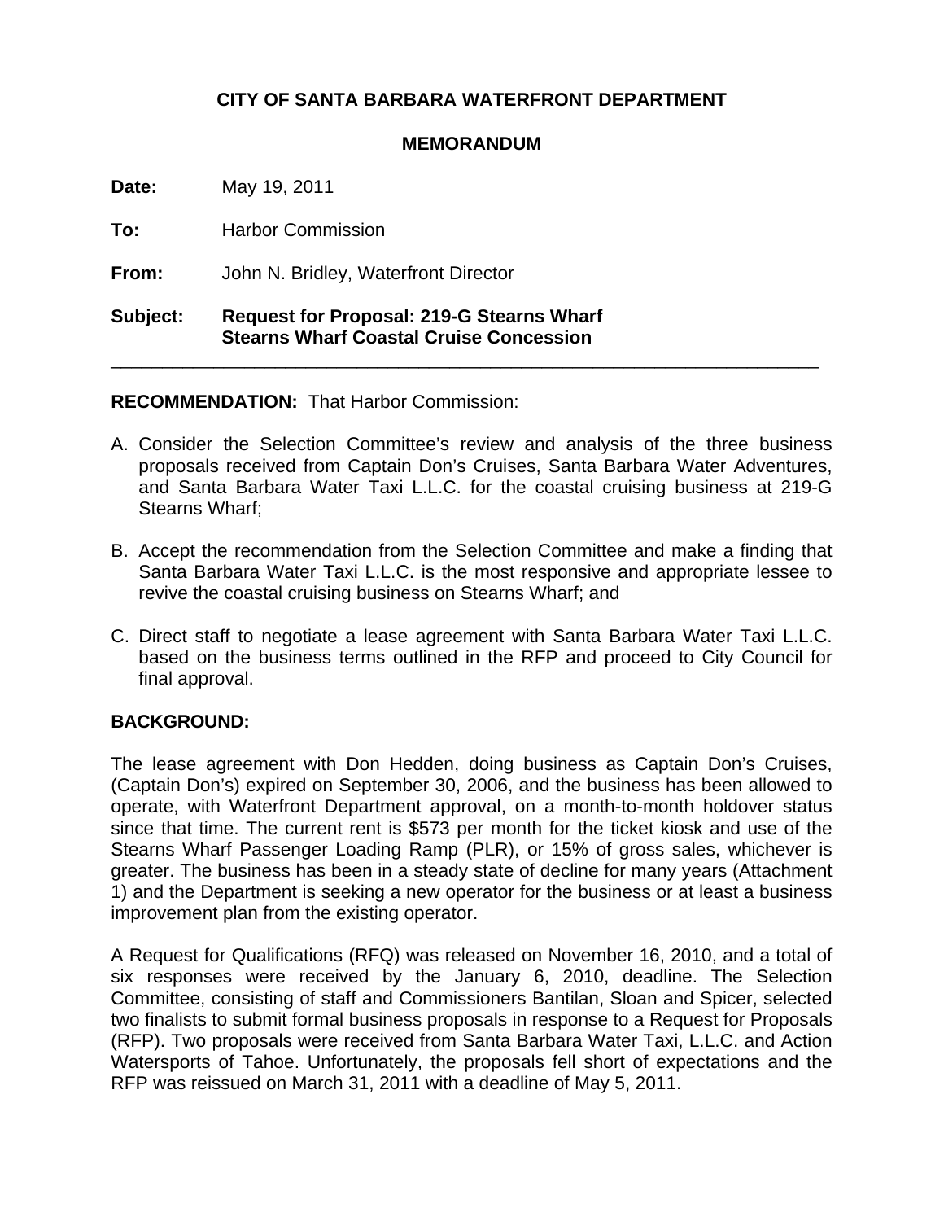**CITY OF SANTA BARBARA WATERFRONT DEPARTMENT**

**MEMORANDUM**

**Date:** May 19, 2011

**To:** Harbor Commission

**From:** John N. Bridley, Waterfront Director

**Subject:** **Request for Proposal: 219-G Stearns Wharf Stearns Wharf Coastal Cruise Concession**

---

**RECOMMENDATION:** That Harbor Commission:

A. Consider the Selection Committee's review and analysis of the three business proposals received from Captain Don's Cruises, Santa Barbara Water Adventures, and Santa Barbara Water Taxi L.L.C. for the coastal cruising business at 219-G Stearns Wharf;

B. Accept the recommendation from the Selection Committee and make a finding that Santa Barbara Water Taxi L.L.C. is the most responsive and appropriate lessee to revive the coastal cruising business on Stearns Wharf; and

C. Direct staff to negotiate a lease agreement with Santa Barbara Water Taxi L.L.C. based on the business terms outlined in the RFP and proceed to City Council for final approval.

**BACKGROUND:**

The lease agreement with Don Hedden, doing business as Captain Don's Cruises, (Captain Don's) expired on September 30, 2006, and the business has been allowed to operate, with Waterfront Department approval, on a month-to-month holdover status since that time. The current rent is $573 per month for the ticket kiosk and use of the Stearns Wharf Passenger Loading Ramp (PLR), or 15% of gross sales, whichever is greater. The business has been in a steady state of decline for many years (Attachment 1) and the Department is seeking a new operator for the business or at least a business improvement plan from the existing operator.

A Request for Qualifications (RFQ) was released on November 16, 2010, and a total of six responses were received by the January 6, 2010, deadline. The Selection Committee, consisting of staff and Commissioners Bantilan, Sloan and Spicer, selected two finalists to submit formal business proposals in response to a Request for Proposals (RFP). Two proposals were received from Santa Barbara Water Taxi, L.L.C. and Action Watersports of Tahoe. Unfortunately, the proposals fell short of expectations and the RFP was reissued on March 31, 2011 with a deadline of May 5, 2011.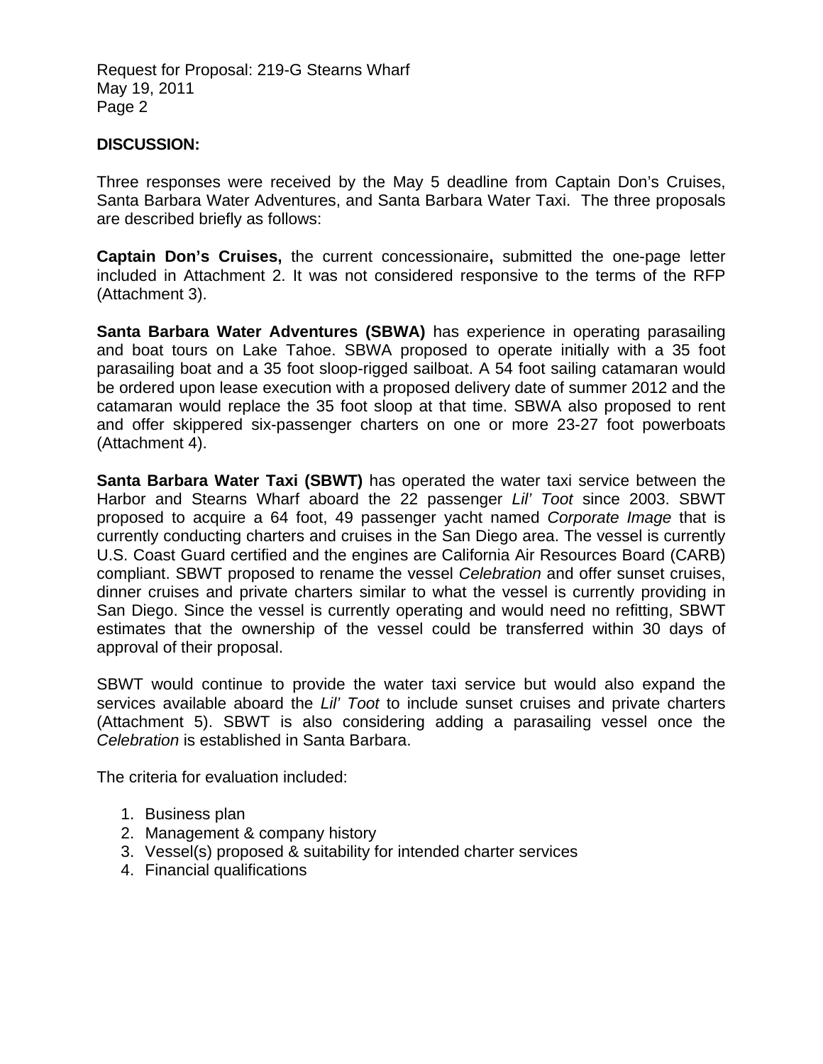**DISCUSSION:**

Three responses were received by the May 5 deadline from Captain Don's Cruises, Santa Barbara Water Adventures, and Santa Barbara Water Taxi. The three proposals are described briefly as follows:

**Captain Don's Cruises,** the current concessionaire**,** submitted the one-page letter included in Attachment 2. It was not considered responsive to the terms of the RFP (Attachment 3).

**Santa Barbara Water Adventures (SBWA)** has experience in operating parasailing and boat tours on Lake Tahoe. SBWA proposed to operate initially with a 35 foot parasailing boat and a 35 foot sloop-rigged sailboat. A 54 foot sailing catamaran would be ordered upon lease execution with a proposed delivery date of summer 2012 and the catamaran would replace the 35 foot sloop at that time. SBWA also proposed to rent and offer skippered six-passenger charters on one or more 23-27 foot powerboats (Attachment 4).

**Santa Barbara Water Taxi (SBWT)** has operated the water taxi service between the Harbor and Stearns Wharf aboard the 22 passenger *Lil' Toot* since 2003. SBWT proposed to acquire a 64 foot, 49 passenger yacht named *Corporate Image* that is currently conducting charters and cruises in the San Diego area. The vessel is currently U.S. Coast Guard certified and the engines are California Air Resources Board (CARB) compliant. SBWT proposed to rename the vessel *Celebration* and offer sunset cruises, dinner cruises and private charters similar to what the vessel is currently providing in San Diego. Since the vessel is currently operating and would need no refitting, SBWT estimates that the ownership of the vessel could be transferred within 30 days of approval of their proposal.

SBWT would continue to provide the water taxi service but would also expand the services available aboard the *Lil' Toot* to include sunset cruises and private charters (Attachment 5). SBWT is also considering adding a parasailing vessel once the *Celebration* is established in Santa Barbara.

The criteria for evaluation included:

1. Business plan
2. Management & company history
3. Vessel(s) proposed & suitability for intended charter services
4. Financial qualifications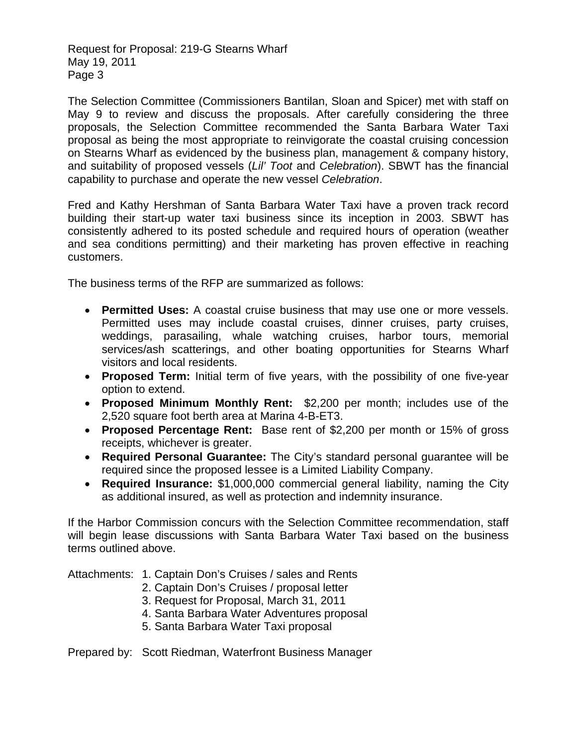The Selection Committee (Commissioners Bantilan, Sloan and Spicer) met with staff on May 9 to review and discuss the proposals. After carefully considering the three proposals, the Selection Committee recommended the Santa Barbara Water Taxi proposal as being the most appropriate to reinvigorate the coastal cruising concession on Stearns Wharf as evidenced by the business plan, management & company history, and suitability of proposed vessels (*Lil' Toot* and *Celebration*). SBWT has the financial capability to purchase and operate the new vessel *Celebration*.

Fred and Kathy Hershman of Santa Barbara Water Taxi have a proven track record building their start-up water taxi business since its inception in 2003. SBWT has consistently adhered to its posted schedule and required hours of operation (weather and sea conditions permitting) and their marketing has proven effective in reaching customers.

The business terms of the RFP are summarized as follows:

- **Permitted Uses:** A coastal cruise business that may use one or more vessels. Permitted uses may include coastal cruises, dinner cruises, party cruises, weddings, parasailing, whale watching cruises, harbor tours, memorial services/ash scatterings, and other boating opportunities for Stearns Wharf visitors and local residents.
- **Proposed Term:** Initial term of five years, with the possibility of one five-year option to extend.
- **Proposed Minimum Monthly Rent:** $2,200 per month; includes use of the 2,520 square foot berth area at Marina 4-B-ET3.
- **Proposed Percentage Rent:** Base rent of $2,200 per month or 15% of gross receipts, whichever is greater.
- **Required Personal Guarantee:** The City's standard personal guarantee will be required since the proposed lessee is a Limited Liability Company.
- **Required Insurance:** $1,000,000 commercial general liability, naming the City as additional insured, as well as protection and indemnity insurance.

If the Harbor Commission concurs with the Selection Committee recommendation, staff will begin lease discussions with Santa Barbara Water Taxi based on the business terms outlined above.

Attachments:
1. Captain Don's Cruises / sales and Rents
2. Captain Don's Cruises / proposal letter
3. Request for Proposal, March 31, 2011
4. Santa Barbara Water Adventures proposal
5. Santa Barbara Water Taxi proposal

Prepared by: Scott Riedman, Waterfront Business Manager